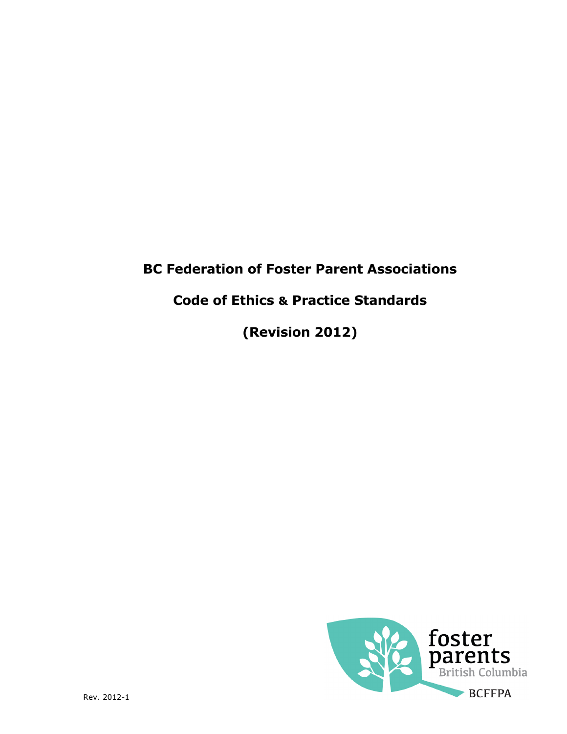# BC Federation of Foster Parent Associations

## Code of Ethics & Practice Standards

## (Revision 2012)

foster parents
British Columbia

BCFFPA

Rev. 2012-1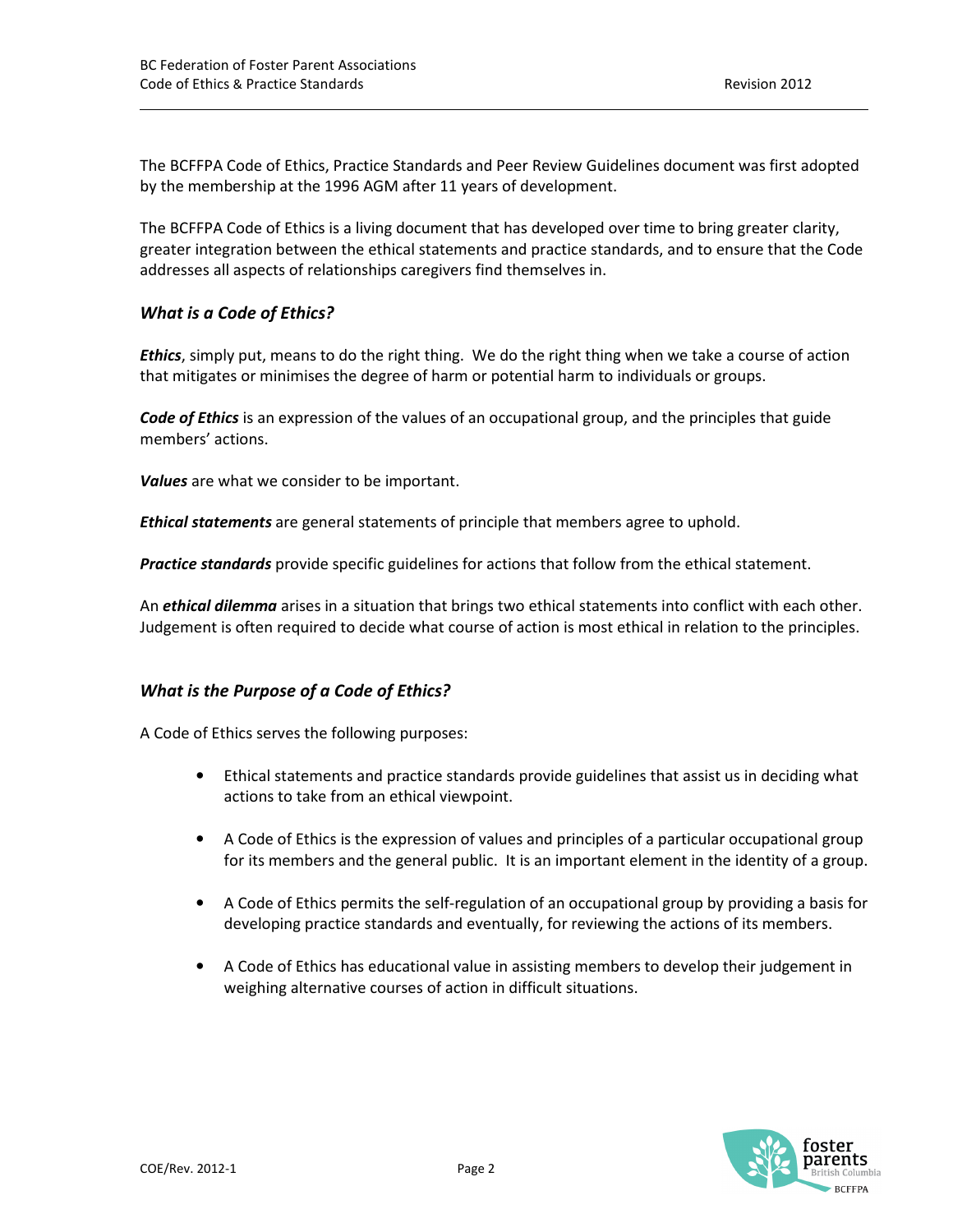The BCFFPA Code of Ethics, Practice Standards and Peer Review Guidelines document was first adopted by the membership at the 1996 AGM after 11 years of development.

The BCFFPA Code of Ethics is a living document that has developed over time to bring greater clarity, greater integration between the ethical statements and practice standards, and to ensure that the Code addresses all aspects of relationships caregivers find themselves in.

### *What is a Code of Ethics?*

***Ethics***, simply put, means to do the right thing. We do the right thing when we take a course of action that mitigates or minimises the degree of harm or potential harm to individuals or groups.

***Code of Ethics*** is an expression of the values of an occupational group, and the principles that guide members' actions.

***Values*** are what we consider to be important.

***Ethical statements*** are general statements of principle that members agree to uphold.

***Practice standards*** provide specific guidelines for actions that follow from the ethical statement.

An ***ethical dilemma*** arises in a situation that brings two ethical statements into conflict with each other. Judgement is often required to decide what course of action is most ethical in relation to the principles.

### *What is the Purpose of a Code of Ethics?*

A Code of Ethics serves the following purposes:

- Ethical statements and practice standards provide guidelines that assist us in deciding what actions to take from an ethical viewpoint.
- A Code of Ethics is the expression of values and principles of a particular occupational group for its members and the general public. It is an important element in the identity of a group.
- A Code of Ethics permits the self-regulation of an occupational group by providing a basis for developing practice standards and eventually, for reviewing the actions of its members.
- A Code of Ethics has educational value in assisting members to develop their judgement in weighing alternative courses of action in difficult situations.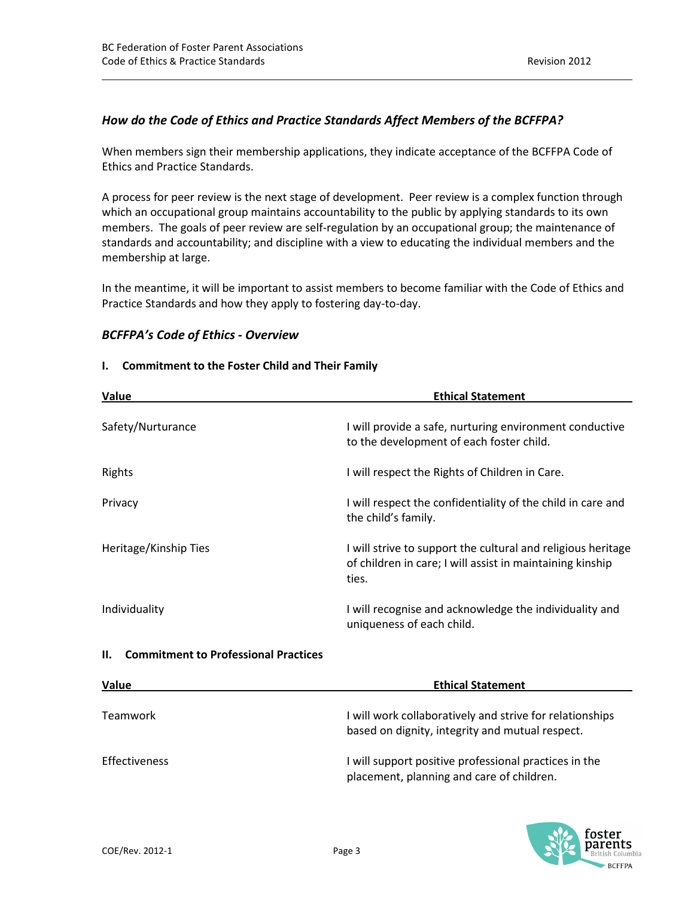### *How do the Code of Ethics and Practice Standards Affect Members of the BCFFPA?*

When members sign their membership applications, they indicate acceptance of the BCFFPA Code of Ethics and Practice Standards.

A process for peer review is the next stage of development. Peer review is a complex function through which an occupational group maintains accountability to the public by applying standards to its own members. The goals of peer review are self-regulation by an occupational group; the maintenance of standards and accountability; and discipline with a view to educating the individual members and the membership at large.

In the meantime, it will be important to assist members to become familiar with the Code of Ethics and Practice Standards and how they apply to fostering day-to-day.

### *BCFFPA's Code of Ethics - Overview*

#### I. Commitment to the Foster Child and Their Family

| Value | Ethical Statement |
|---|---|
| Safety/Nurturance | I will provide a safe, nurturing environment conductive to the development of each foster child. |
| Rights | I will respect the Rights of Children in Care. |
| Privacy | I will respect the confidentiality of the child in care and the child's family. |
| Heritage/Kinship Ties | I will strive to support the cultural and religious heritage of children in care; I will assist in maintaining kinship ties. |
| Individuality | I will recognise and acknowledge the individuality and uniqueness of each child. |

#### II. Commitment to Professional Practices

| Value | Ethical Statement |
|---|---|
| Teamwork | I will work collaboratively and strive for relationships based on dignity, integrity and mutual respect. |
| Effectiveness | I will support positive professional practices in the placement, planning and care of children. |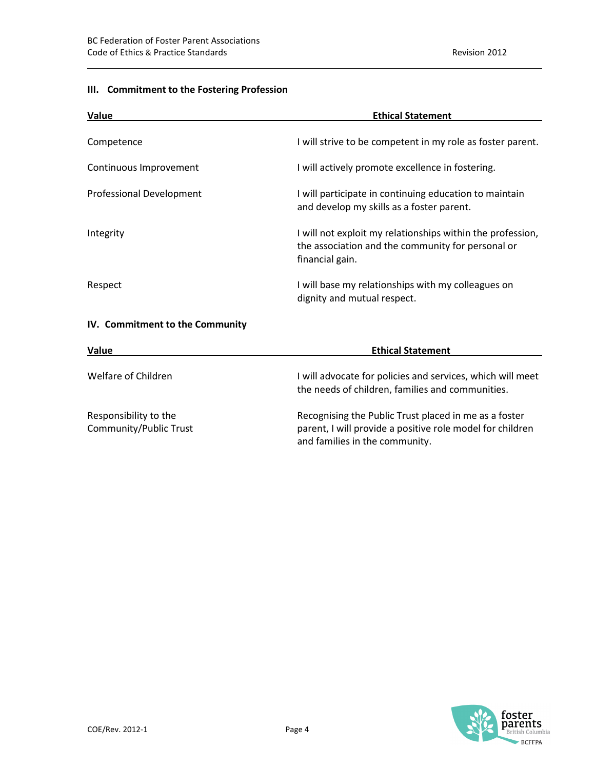## III. Commitment to the Fostering Profession

| Value | Ethical Statement |
| --- | --- |
| Competence | I will strive to be competent in my role as foster parent. |
| Continuous Improvement | I will actively promote excellence in fostering. |
| Professional Development | I will participate in continuing education to maintain and develop my skills as a foster parent. |
| Integrity | I will not exploit my relationships within the profession, the association and the community for personal or financial gain. |
| Respect | I will base my relationships with my colleagues on dignity and mutual respect. |

## IV. Commitment to the Community

| Value | Ethical Statement |
| --- | --- |
| Welfare of Children | I will advocate for policies and services, which will meet the needs of children, families and communities. |
| Responsibility to the Community/Public Trust | Recognising the Public Trust placed in me as a foster parent, I will provide a positive role model for children and families in the community. |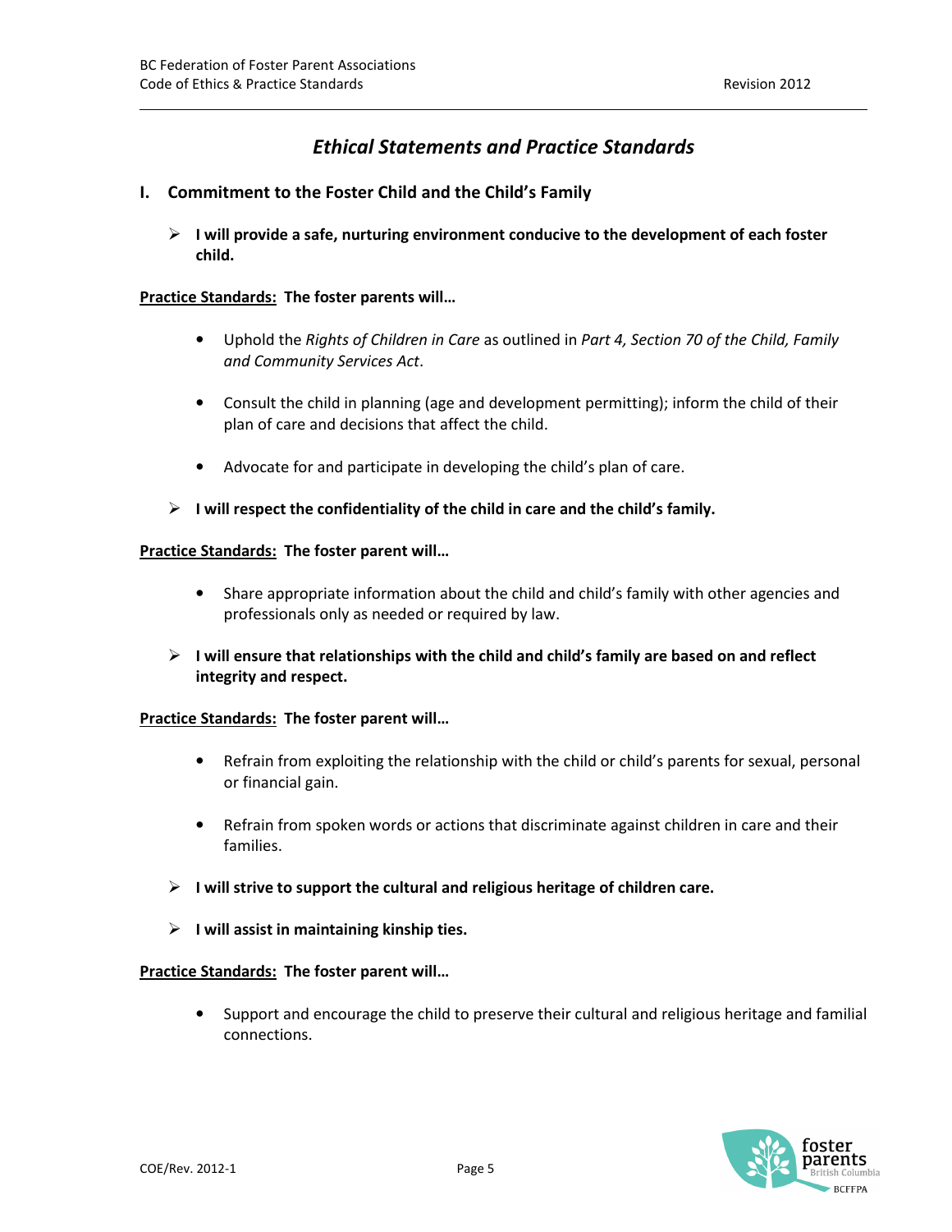## *Ethical Statements and Practice Standards*

### I. Commitment to the Foster Child and the Child's Family

- **I will provide a safe, nurturing environment conducive to the development of each foster child.**

**<u>Practice Standards:</u> The foster parents will…**

- Uphold the *Rights of Children in Care* as outlined in *Part 4, Section 70 of the Child, Family and Community Services Act*.
- Consult the child in planning (age and development permitting); inform the child of their plan of care and decisions that affect the child.
- Advocate for and participate in developing the child's plan of care.

- **I will respect the confidentiality of the child in care and the child's family.**

**<u>Practice Standards:</u> The foster parent will…**

- Share appropriate information about the child and child's family with other agencies and professionals only as needed or required by law.

- **I will ensure that relationships with the child and child's family are based on and reflect integrity and respect.**

**<u>Practice Standards:</u> The foster parent will…**

- Refrain from exploiting the relationship with the child or child's parents for sexual, personal or financial gain.
- Refrain from spoken words or actions that discriminate against children in care and their families.

- **I will strive to support the cultural and religious heritage of children care.**
- **I will assist in maintaining kinship ties.**

**<u>Practice Standards:</u> The foster parent will…**

- Support and encourage the child to preserve their cultural and religious heritage and familial connections.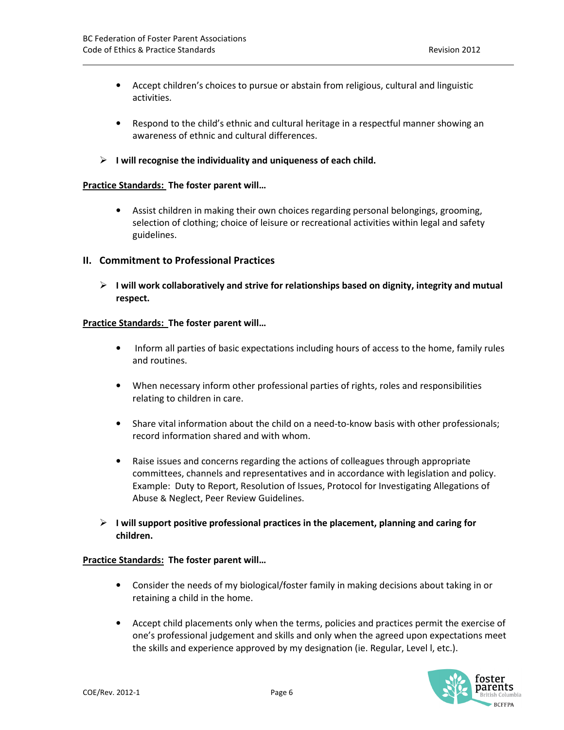- Accept children's choices to pursue or abstain from religious, cultural and linguistic activities.

- Respond to the child's ethnic and cultural heritage in a respectful manner showing an awareness of ethnic and cultural differences.

- **I will recognise the individuality and uniqueness of each child.**

**<u>Practice Standards:</u> The foster parent will…**

- Assist children in making their own choices regarding personal belongings, grooming, selection of clothing; choice of leisure or recreational activities within legal and safety guidelines.

## II. Commitment to Professional Practices

- **I will work collaboratively and strive for relationships based on dignity, integrity and mutual respect.**

**<u>Practice Standards:</u> The foster parent will…**

- Inform all parties of basic expectations including hours of access to the home, family rules and routines.

- When necessary inform other professional parties of rights, roles and responsibilities relating to children in care.

- Share vital information about the child on a need-to-know basis with other professionals; record information shared and with whom.

- Raise issues and concerns regarding the actions of colleagues through appropriate committees, channels and representatives and in accordance with legislation and policy. Example: Duty to Report, Resolution of Issues, Protocol for Investigating Allegations of Abuse & Neglect, Peer Review Guidelines.

- **I will support positive professional practices in the placement, planning and caring for children.**

**<u>Practice Standards:</u> The foster parent will…**

- Consider the needs of my biological/foster family in making decisions about taking in or retaining a child in the home.

- Accept child placements only when the terms, policies and practices permit the exercise of one's professional judgement and skills and only when the agreed upon expectations meet the skills and experience approved by my designation (ie. Regular, Level l, etc.).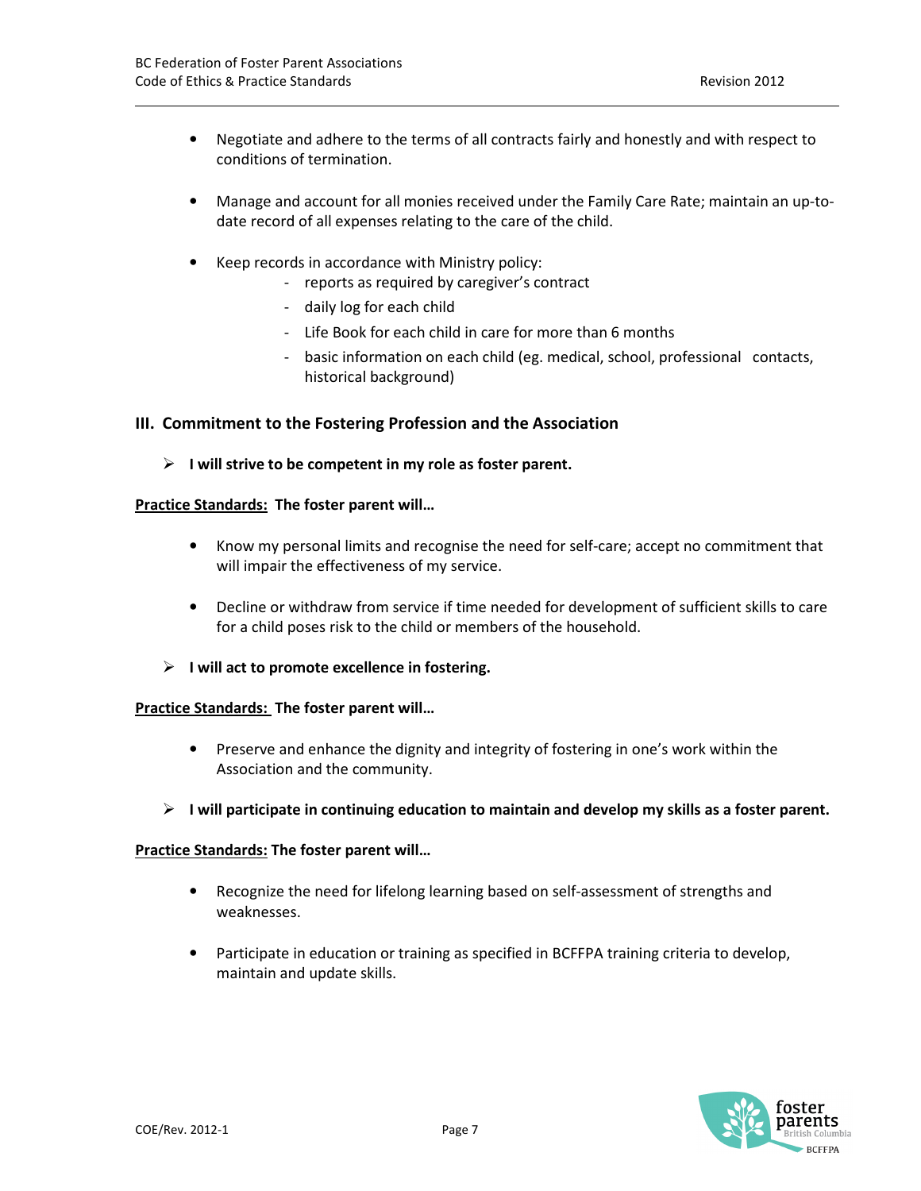- Negotiate and adhere to the terms of all contracts fairly and honestly and with respect to conditions of termination.

- Manage and account for all monies received under the Family Care Rate; maintain an up-to-date record of all expenses relating to the care of the child.

- Keep records in accordance with Ministry policy:
    - reports as required by caregiver's contract
    - daily log for each child
    - Life Book for each child in care for more than 6 months
    - basic information on each child (eg. medical, school, professional contacts, historical background)

## III. Commitment to the Fostering Profession and the Association

➢ **I will strive to be competent in my role as foster parent.**

**Practice Standards: The foster parent will…**

- Know my personal limits and recognise the need for self-care; accept no commitment that will impair the effectiveness of my service.

- Decline or withdraw from service if time needed for development of sufficient skills to care for a child poses risk to the child or members of the household.

➢ **I will act to promote excellence in fostering.**

**Practice Standards: The foster parent will…**

- Preserve and enhance the dignity and integrity of fostering in one's work within the Association and the community.

➢ **I will participate in continuing education to maintain and develop my skills as a foster parent.**

**Practice Standards: The foster parent will…**

- Recognize the need for lifelong learning based on self-assessment of strengths and weaknesses.

- Participate in education or training as specified in BCFFPA training criteria to develop, maintain and update skills.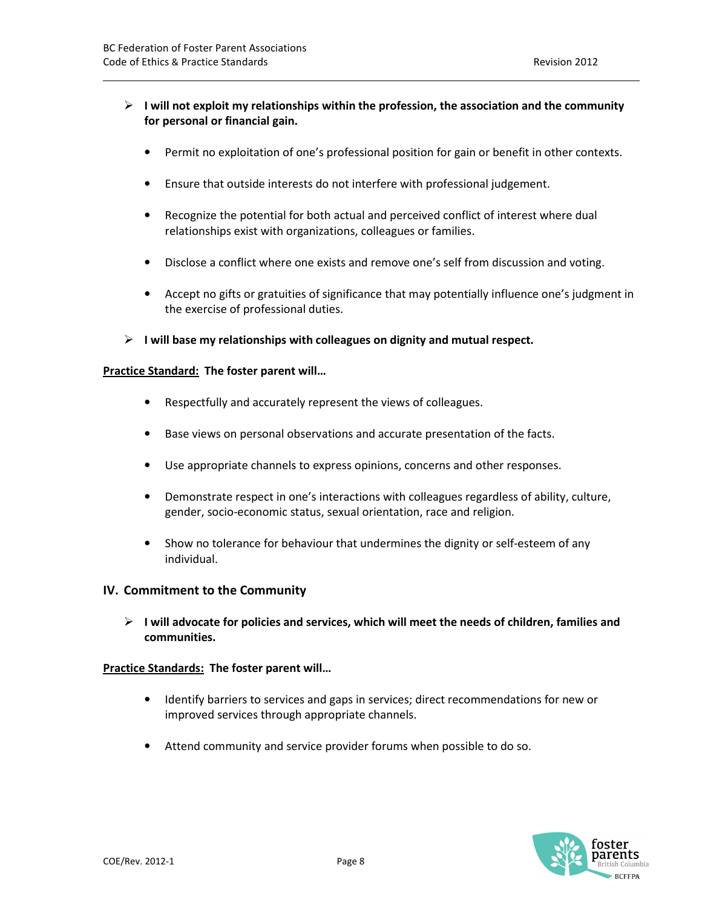- **I will not exploit my relationships within the profession, the association and the community for personal or financial gain.**

    - Permit no exploitation of one's professional position for gain or benefit in other contexts.
    - Ensure that outside interests do not interfere with professional judgement.
    - Recognize the potential for both actual and perceived conflict of interest where dual relationships exist with organizations, colleagues or families.
    - Disclose a conflict where one exists and remove one's self from discussion and voting.
    - Accept no gifts or gratuities of significance that may potentially influence one's judgment in the exercise of professional duties.

- **I will base my relationships with colleagues on dignity and mutual respect.**

**<u>Practice Standard:</u> The foster parent will…**

- Respectfully and accurately represent the views of colleagues.
- Base views on personal observations and accurate presentation of the facts.
- Use appropriate channels to express opinions, concerns and other responses.
- Demonstrate respect in one's interactions with colleagues regardless of ability, culture, gender, socio-economic status, sexual orientation, race and religion.
- Show no tolerance for behaviour that undermines the dignity or self-esteem of any individual.

## IV. Commitment to the Community

- **I will advocate for policies and services, which will meet the needs of children, families and communities.**

**<u>Practice Standards:</u> The foster parent will…**

- Identify barriers to services and gaps in services; direct recommendations for new or improved services through appropriate channels.
- Attend community and service provider forums when possible to do so.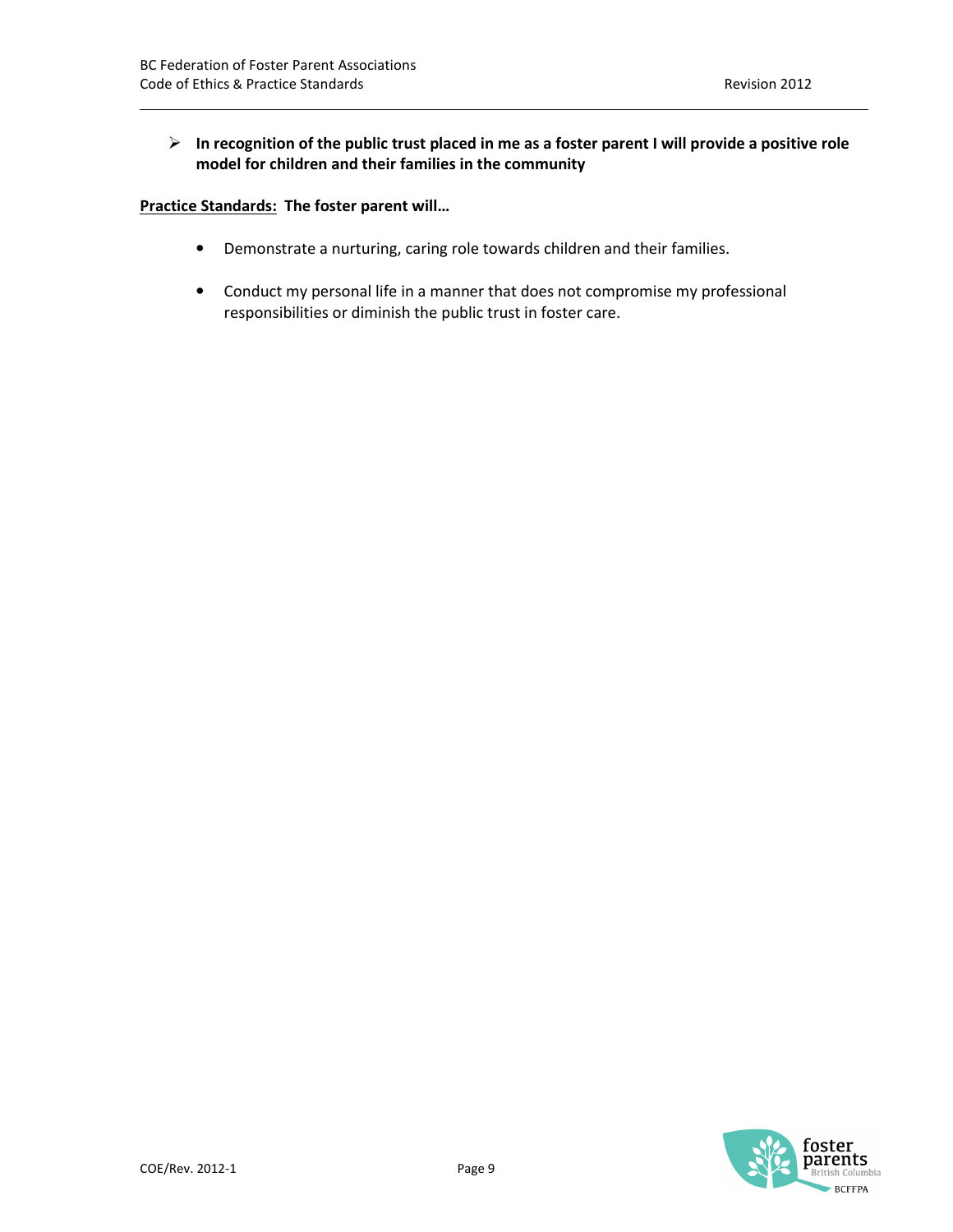- **In recognition of the public trust placed in me as a foster parent I will provide a positive role model for children and their families in the community**

**Practice Standards: The foster parent will…**

- Demonstrate a nurturing, caring role towards children and their families.
- Conduct my personal life in a manner that does not compromise my professional responsibilities or diminish the public trust in foster care.